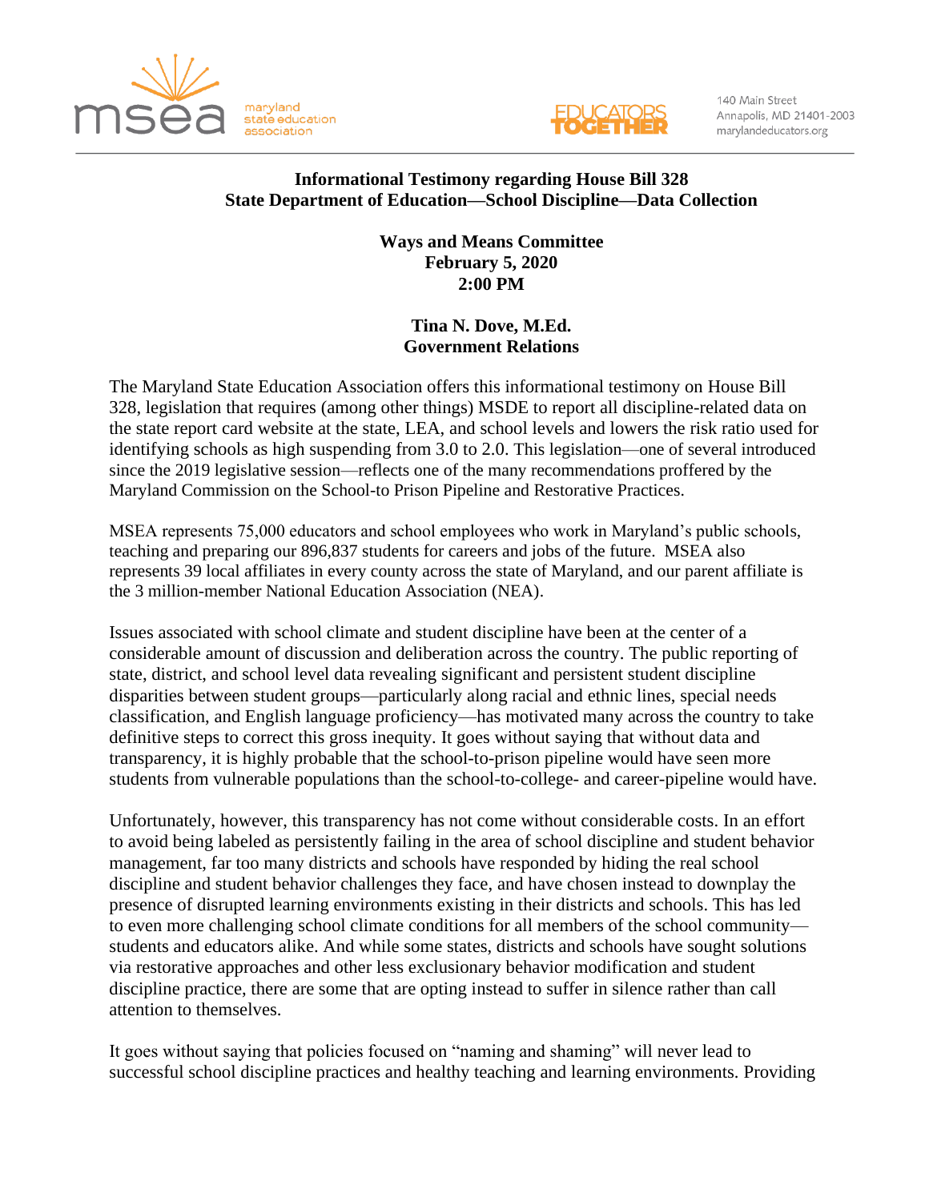maryland state education association

EDUCATORS TOGETHER

140 Main Street
Annapolis, MD 21401-2003
marylandeducators.org

**Informational Testimony regarding House Bill 328**
**State Department of Education—School Discipline—Data Collection**

**Ways and Means Committee**
**February 5, 2020**
**2:00 PM**

**Tina N. Dove, M.Ed.**
**Government Relations**

The Maryland State Education Association offers this informational testimony on House Bill 328, legislation that requires (among other things) MSDE to report all discipline-related data on the state report card website at the state, LEA, and school levels and lowers the risk ratio used for identifying schools as high suspending from 3.0 to 2.0. This legislation—one of several introduced since the 2019 legislative session—reflects one of the many recommendations proffered by the Maryland Commission on the School-to Prison Pipeline and Restorative Practices.

MSEA represents 75,000 educators and school employees who work in Maryland's public schools, teaching and preparing our 896,837 students for careers and jobs of the future. MSEA also represents 39 local affiliates in every county across the state of Maryland, and our parent affiliate is the 3 million-member National Education Association (NEA).

Issues associated with school climate and student discipline have been at the center of a considerable amount of discussion and deliberation across the country. The public reporting of state, district, and school level data revealing significant and persistent student discipline disparities between student groups—particularly along racial and ethnic lines, special needs classification, and English language proficiency—has motivated many across the country to take definitive steps to correct this gross inequity. It goes without saying that without data and transparency, it is highly probable that the school-to-prison pipeline would have seen more students from vulnerable populations than the school-to-college- and career-pipeline would have.

Unfortunately, however, this transparency has not come without considerable costs. In an effort to avoid being labeled as persistently failing in the area of school discipline and student behavior management, far too many districts and schools have responded by hiding the real school discipline and student behavior challenges they face, and have chosen instead to downplay the presence of disrupted learning environments existing in their districts and schools. This has led to even more challenging school climate conditions for all members of the school community—students and educators alike. And while some states, districts and schools have sought solutions via restorative approaches and other less exclusionary behavior modification and student discipline practice, there are some that are opting instead to suffer in silence rather than call attention to themselves.

It goes without saying that policies focused on "naming and shaming" will never lead to successful school discipline practices and healthy teaching and learning environments. Providing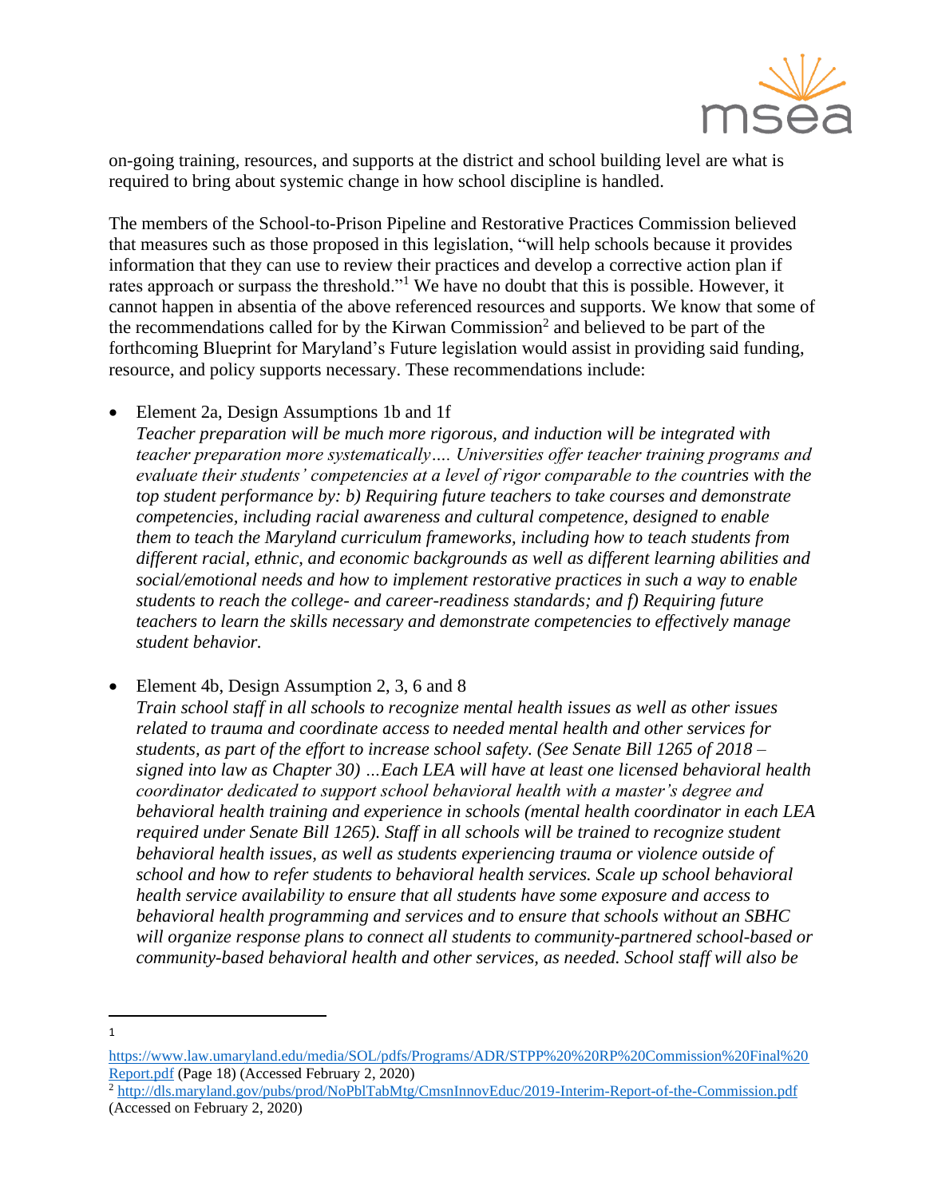on-going training, resources, and supports at the district and school building level are what is required to bring about systemic change in how school discipline is handled.

The members of the School-to-Prison Pipeline and Restorative Practices Commission believed that measures such as those proposed in this legislation, "will help schools because it provides information that they can use to review their practices and develop a corrective action plan if rates approach or surpass the threshold."[1] We have no doubt that this is possible. However, it cannot happen in absentia of the above referenced resources and supports. We know that some of the recommendations called for by the Kirwan Commission[2] and believed to be part of the forthcoming Blueprint for Maryland's Future legislation would assist in providing said funding, resource, and policy supports necessary. These recommendations include:

- Element 2a, Design Assumptions 1b and 1f
  *Teacher preparation will be much more rigorous, and induction will be integrated with teacher preparation more systematically…. Universities offer teacher training programs and evaluate their students' competencies at a level of rigor comparable to the countries with the top student performance by: b) Requiring future teachers to take courses and demonstrate competencies, including racial awareness and cultural competence, designed to enable them to teach the Maryland curriculum frameworks, including how to teach students from different racial, ethnic, and economic backgrounds as well as different learning abilities and social/emotional needs and how to implement restorative practices in such a way to enable students to reach the college- and career-readiness standards; and f) Requiring future teachers to learn the skills necessary and demonstrate competencies to effectively manage student behavior.*

- Element 4b, Design Assumption 2, 3, 6 and 8
  *Train school staff in all schools to recognize mental health issues as well as other issues related to trauma and coordinate access to needed mental health and other services for students, as part of the effort to increase school safety. (See Senate Bill 1265 of 2018 – signed into law as Chapter 30) …Each LEA will have at least one licensed behavioral health coordinator dedicated to support school behavioral health with a master's degree and behavioral health training and experience in schools (mental health coordinator in each LEA required under Senate Bill 1265). Staff in all schools will be trained to recognize student behavioral health issues, as well as students experiencing trauma or violence outside of school and how to refer students to behavioral health services. Scale up school behavioral health service availability to ensure that all students have some exposure and access to behavioral health programming and services and to ensure that schools without an SBHC will organize response plans to connect all students to community-partnered school-based or community-based behavioral health and other services, as needed. School staff will also be*

---

[1] https://www.law.umaryland.edu/media/SOL/pdfs/Programs/ADR/STPP%20%20RP%20Commission%20Final%20Report.pdf (Page 18) (Accessed February 2, 2020)

[2] http://dls.maryland.gov/pubs/prod/NoPblTabMtg/CmsnInnovEduc/2019-Interim-Report-of-the-Commission.pdf (Accessed on February 2, 2020)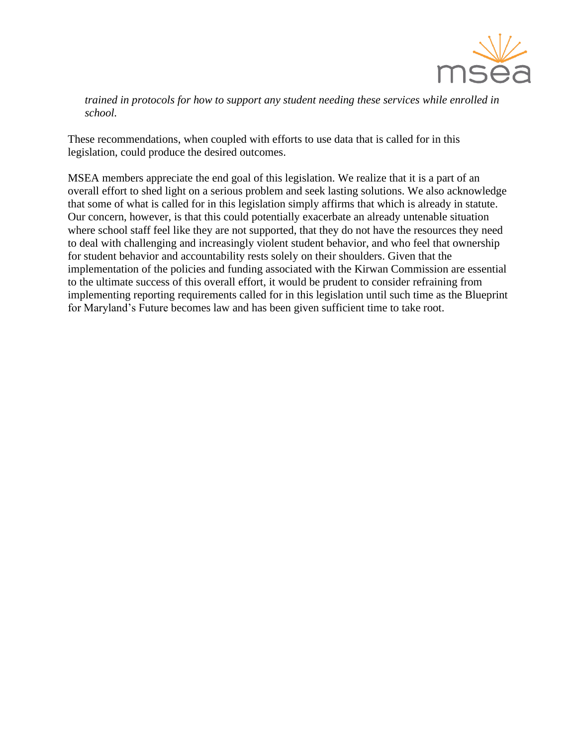*trained in protocols for how to support any student needing these services while enrolled in school.*

These recommendations, when coupled with efforts to use data that is called for in this legislation, could produce the desired outcomes.

MSEA members appreciate the end goal of this legislation. We realize that it is a part of an overall effort to shed light on a serious problem and seek lasting solutions. We also acknowledge that some of what is called for in this legislation simply affirms that which is already in statute. Our concern, however, is that this could potentially exacerbate an already untenable situation where school staff feel like they are not supported, that they do not have the resources they need to deal with challenging and increasingly violent student behavior, and who feel that ownership for student behavior and accountability rests solely on their shoulders. Given that the implementation of the policies and funding associated with the Kirwan Commission are essential to the ultimate success of this overall effort, it would be prudent to consider refraining from implementing reporting requirements called for in this legislation until such time as the Blueprint for Maryland's Future becomes law and has been given sufficient time to take root.